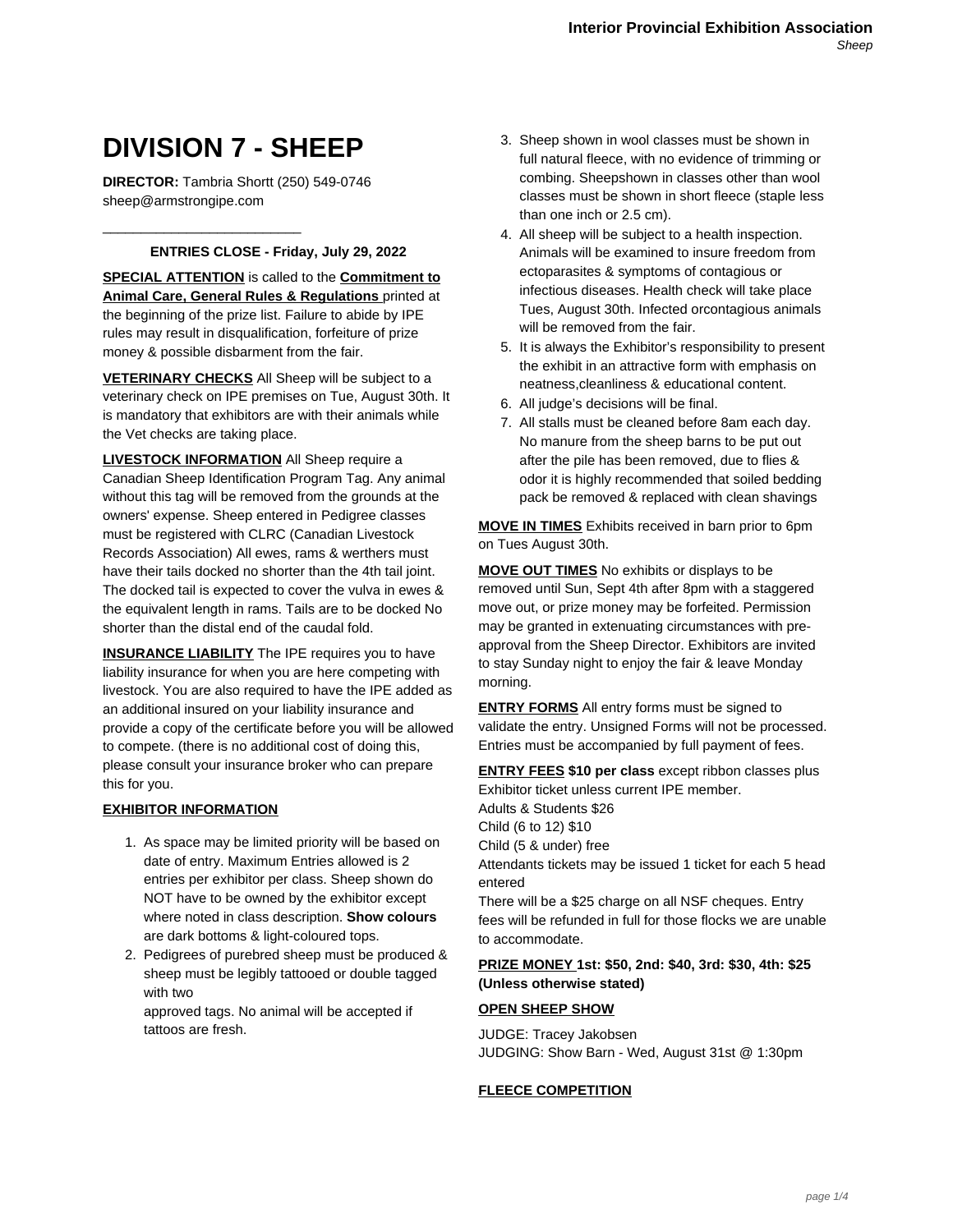# DIVISION 7 - SHEEP

**DIRECTOR:** Tambria Shortt (250) 549-0746
sheep@armstrongipe.com

---

**ENTRIES CLOSE - Friday, July 29, 2022**

**SPECIAL ATTENTION** is called to the **Commitment to Animal Care, General Rules & Regulations** printed at the beginning of the prize list. Failure to abide by IPE rules may result in disqualification, forfeiture of prize money & possible disbarment from the fair.

**VETERINARY CHECKS** All Sheep will be subject to a veterinary check on IPE premises on Tue, August 30th. It is mandatory that exhibitors are with their animals while the Vet checks are taking place.

**LIVESTOCK INFORMATION** All Sheep require a Canadian Sheep Identification Program Tag. Any animal without this tag will be removed from the grounds at the owners' expense. Sheep entered in Pedigree classes must be registered with CLRC (Canadian Livestock Records Association) All ewes, rams & werthers must have their tails docked no shorter than the 4th tail joint. The docked tail is expected to cover the vulva in ewes & the equivalent length in rams. Tails are to be docked No shorter than the distal end of the caudal fold.

**INSURANCE LIABILITY** The IPE requires you to have liability insurance for when you are here competing with livestock. You are also required to have the IPE added as an additional insured on your liability insurance and provide a copy of the certificate before you will be allowed to compete. (there is no additional cost of doing this, please consult your insurance broker who can prepare this for you.

**EXHIBITOR INFORMATION**

1. As space may be limited priority will be based on date of entry. Maximum Entries allowed is 2 entries per exhibitor per class. Sheep shown do NOT have to be owned by the exhibitor except where noted in class description. **Show colours** are dark bottoms & light-coloured tops.
2. Pedigrees of purebred sheep must be produced & sheep must be legibly tattooed or double tagged with two approved tags. No animal will be accepted if tattoos are fresh.
3. Sheep shown in wool classes must be shown in full natural fleece, with no evidence of trimming or combing. Sheepshown in classes other than wool classes must be shown in short fleece (staple less than one inch or 2.5 cm).
4. All sheep will be subject to a health inspection. Animals will be examined to insure freedom from ectoparasites & symptoms of contagious or infectious diseases. Health check will take place Tues, August 30th. Infected orcontagious animals will be removed from the fair.
5. It is always the Exhibitor's responsibility to present the exhibit in an attractive form with emphasis on neatness,cleanliness & educational content.
6. All judge's decisions will be final.
7. All stalls must be cleaned before 8am each day. No manure from the sheep barns to be put out after the pile has been removed, due to flies & odor it is highly recommended that soiled bedding pack be removed & replaced with clean shavings

**MOVE IN TIMES** Exhibits received in barn prior to 6pm on Tues August 30th.

**MOVE OUT TIMES** No exhibits or displays to be removed until Sun, Sept 4th after 8pm with a staggered move out, or prize money may be forfeited. Permission may be granted in extenuating circumstances with pre-approval from the Sheep Director. Exhibitors are invited to stay Sunday night to enjoy the fair & leave Monday morning.

**ENTRY FORMS** All entry forms must be signed to validate the entry. Unsigned Forms will not be processed. Entries must be accompanied by full payment of fees.

**ENTRY FEES** **$10 per class** except ribbon classes plus Exhibitor ticket unless current IPE member.
Adults & Students $26
Child (6 to 12) $10
Child (5 & under) free
Attendants tickets may be issued 1 ticket for each 5 head entered
There will be a $25 charge on all NSF cheques. Entry fees will be refunded in full for those flocks we are unable to accommodate.

**PRIZE MONEY 1st: $50, 2nd: $40, 3rd: $30, 4th: $25 (Unless otherwise stated)**

**OPEN SHEEP SHOW**

JUDGE: Tracey Jakobsen
JUDGING: Show Barn - Wed, August 31st @ 1:30pm

**FLEECE COMPETITION**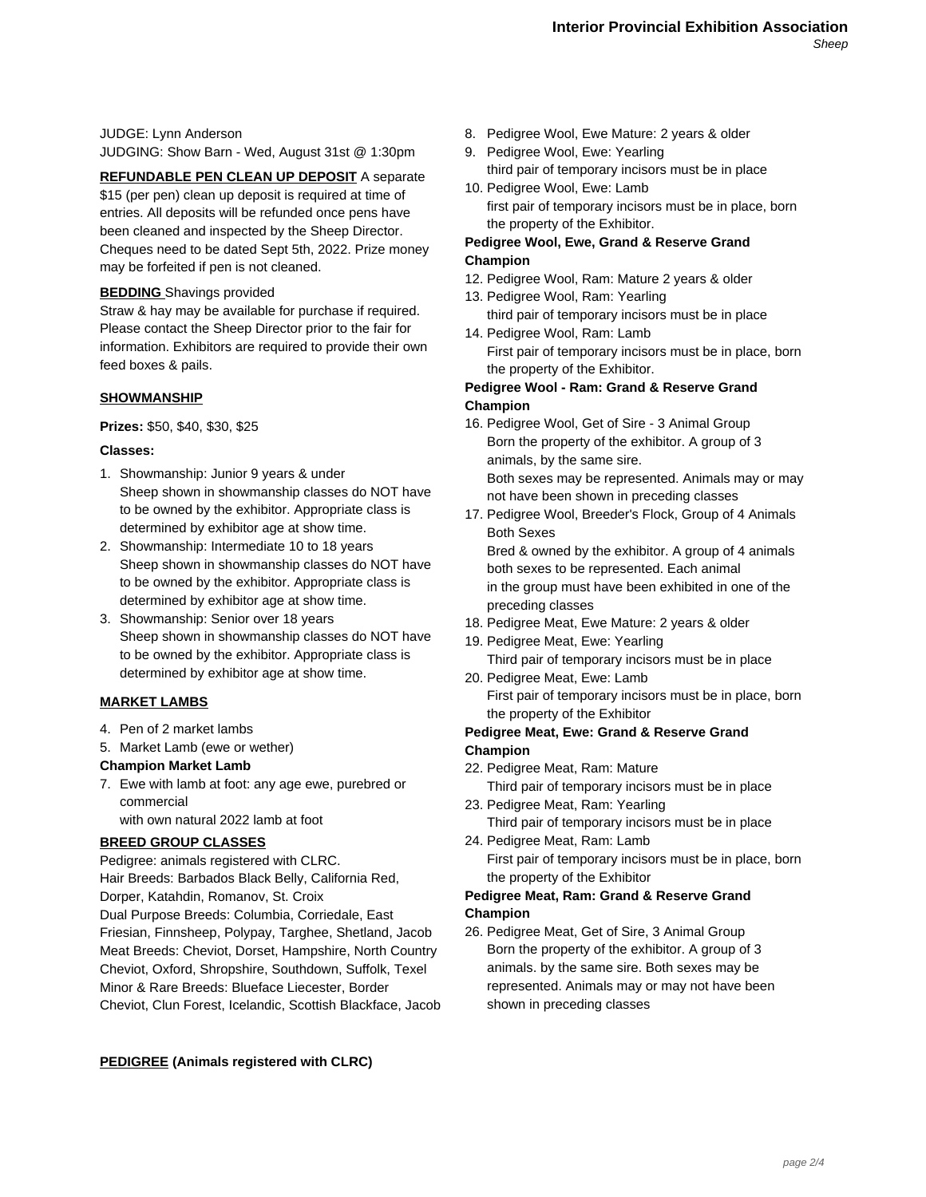JUDGE: Lynn Anderson
JUDGING: Show Barn - Wed, August 31st @ 1:30pm

**REFUNDABLE PEN CLEAN UP DEPOSIT** A separate $15 (per pen) clean up deposit is required at time of entries. All deposits will be refunded once pens have been cleaned and inspected by the Sheep Director. Cheques need to be dated Sept 5th, 2022. Prize money may be forfeited if pen is not cleaned.

**BEDDING** Shavings provided
Straw & hay may be available for purchase if required. Please contact the Sheep Director prior to the fair for information. Exhibitors are required to provide their own feed boxes & pails.

## SHOWMANSHIP

**Prizes:** $50, $40, $30, $25

**Classes:**

1. Showmanship: Junior 9 years & under
   Sheep shown in showmanship classes do NOT have to be owned by the exhibitor. Appropriate class is determined by exhibitor age at show time.
2. Showmanship: Intermediate 10 to 18 years
   Sheep shown in showmanship classes do NOT have to be owned by the exhibitor. Appropriate class is determined by exhibitor age at show time.
3. Showmanship: Senior over 18 years
   Sheep shown in showmanship classes do NOT have to be owned by the exhibitor. Appropriate class is determined by exhibitor age at show time.

## MARKET LAMBS

4. Pen of 2 market lambs
5. Market Lamb (ewe or wether)

**Champion Market Lamb**

7. Ewe with lamb at foot: any age ewe, purebred or commercial
   with own natural 2022 lamb at foot

## BREED GROUP CLASSES

Pedigree: animals registered with CLRC.
Hair Breeds: Barbados Black Belly, California Red, Dorper, Katahdin, Romanov, St. Croix
Dual Purpose Breeds: Columbia, Corriedale, East Friesian, Finnsheep, Polypay, Targhee, Shetland, Jacob
Meat Breeds: Cheviot, Dorset, Hampshire, North Country Cheviot, Oxford, Shropshire, Southdown, Suffolk, Texel
Minor & Rare Breeds: Blueface Liecester, Border Cheviot, Clun Forest, Icelandic, Scottish Blackface, Jacob

## PEDIGREE (Animals registered with CLRC)

8. Pedigree Wool, Ewe Mature: 2 years & older
9. Pedigree Wool, Ewe: Yearling
   third pair of temporary incisors must be in place
10. Pedigree Wool, Ewe: Lamb
   first pair of temporary incisors must be in place, born the property of the Exhibitor.

**Pedigree Wool, Ewe, Grand & Reserve Grand Champion**

12. Pedigree Wool, Ram: Mature 2 years & older
13. Pedigree Wool, Ram: Yearling
   third pair of temporary incisors must be in place
14. Pedigree Wool, Ram: Lamb
   First pair of temporary incisors must be in place, born the property of the Exhibitor.

**Pedigree Wool - Ram: Grand & Reserve Grand Champion**

16. Pedigree Wool, Get of Sire - 3 Animal Group
   Born the property of the exhibitor. A group of 3 animals, by the same sire.
   Both sexes may be represented. Animals may or may not have been shown in preceding classes
17. Pedigree Wool, Breeder's Flock, Group of 4 Animals Both Sexes
   Bred & owned by the exhibitor. A group of 4 animals both sexes to be represented. Each animal in the group must have been exhibited in one of the preceding classes
18. Pedigree Meat, Ewe Mature: 2 years & older
19. Pedigree Meat, Ewe: Yearling
   Third pair of temporary incisors must be in place
20. Pedigree Meat, Ewe: Lamb
   First pair of temporary incisors must be in place, born the property of the Exhibitor

**Pedigree Meat, Ewe: Grand & Reserve Grand Champion**

22. Pedigree Meat, Ram: Mature
   Third pair of temporary incisors must be in place
23. Pedigree Meat, Ram: Yearling
   Third pair of temporary incisors must be in place
24. Pedigree Meat, Ram: Lamb
   First pair of temporary incisors must be in place, born the property of the Exhibitor

**Pedigree Meat, Ram: Grand & Reserve Grand Champion**

26. Pedigree Meat, Get of Sire, 3 Animal Group
   Born the property of the exhibitor. A group of 3 animals. by the same sire. Both sexes may be represented. Animals may or may not have been shown in preceding classes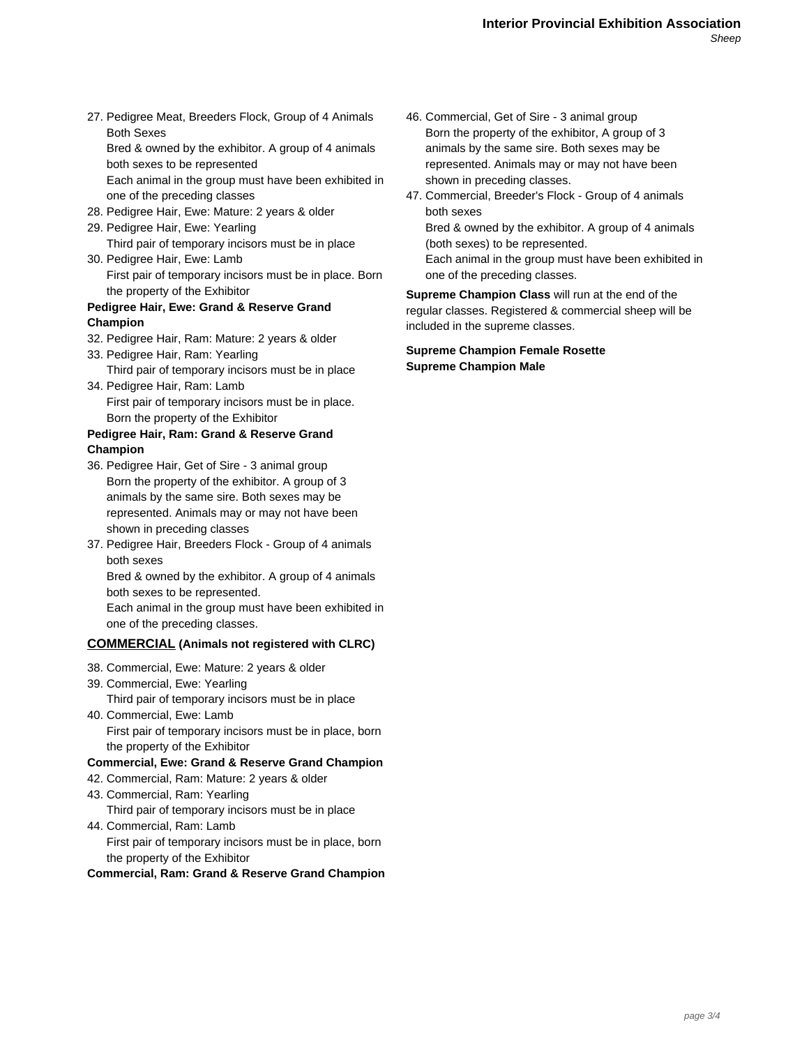27. Pedigree Meat, Breeders Flock, Group of 4 Animals Both Sexes
    Bred & owned by the exhibitor. A group of 4 animals both sexes to be represented
    Each animal in the group must have been exhibited in one of the preceding classes
28. Pedigree Hair, Ewe: Mature: 2 years & older
29. Pedigree Hair, Ewe: Yearling
    Third pair of temporary incisors must be in place
30. Pedigree Hair, Ewe: Lamb
    First pair of temporary incisors must be in place. Born the property of the Exhibitor

**Pedigree Hair, Ewe: Grand & Reserve Grand Champion**

32. Pedigree Hair, Ram: Mature: 2 years & older
33. Pedigree Hair, Ram: Yearling
    Third pair of temporary incisors must be in place
34. Pedigree Hair, Ram: Lamb
    First pair of temporary incisors must be in place. Born the property of the Exhibitor

**Pedigree Hair, Ram: Grand & Reserve Grand Champion**

36. Pedigree Hair, Get of Sire - 3 animal group
    Born the property of the exhibitor. A group of 3 animals by the same sire. Both sexes may be represented. Animals may or may not have been shown in preceding classes
37. Pedigree Hair, Breeders Flock - Group of 4 animals both sexes
    Bred & owned by the exhibitor. A group of 4 animals both sexes to be represented.
    Each animal in the group must have been exhibited in one of the preceding classes.

## <u>COMMERCIAL</u> (Animals not registered with CLRC)

38. Commercial, Ewe: Mature: 2 years & older
39. Commercial, Ewe: Yearling
    Third pair of temporary incisors must be in place
40. Commercial, Ewe: Lamb
    First pair of temporary incisors must be in place, born the property of the Exhibitor

**Commercial, Ewe: Grand & Reserve Grand Champion**

42. Commercial, Ram: Mature: 2 years & older
43. Commercial, Ram: Yearling
    Third pair of temporary incisors must be in place
44. Commercial, Ram: Lamb
    First pair of temporary incisors must be in place, born the property of the Exhibitor

**Commercial, Ram: Grand & Reserve Grand Champion**

46. Commercial, Get of Sire - 3 animal group
    Born the property of the exhibitor, A group of 3 animals by the same sire. Both sexes may be represented. Animals may or may not have been shown in preceding classes.
47. Commercial, Breeder's Flock - Group of 4 animals both sexes
    Bred & owned by the exhibitor. A group of 4 animals (both sexes) to be represented.
    Each animal in the group must have been exhibited in one of the preceding classes.

**Supreme Champion Class** will run at the end of the regular classes. Registered & commercial sheep will be included in the supreme classes.

**Supreme Champion Female Rosette**
**Supreme Champion Male**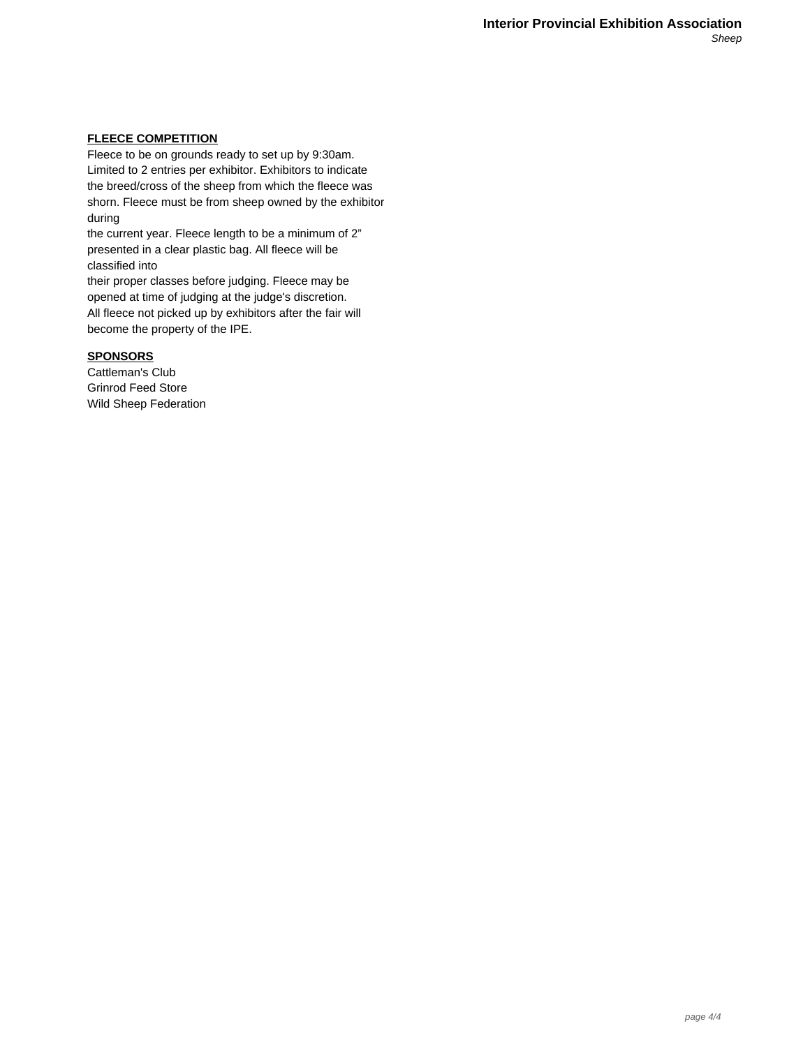## FLEECE COMPETITION

Fleece to be on grounds ready to set up by 9:30am. Limited to 2 entries per exhibitor. Exhibitors to indicate the breed/cross of the sheep from which the fleece was shorn. Fleece must be from sheep owned by the exhibitor during the current year. Fleece length to be a minimum of 2" presented in a clear plastic bag. All fleece will be classified into their proper classes before judging. Fleece may be opened at time of judging at the judge's discretion. All fleece not picked up by exhibitors after the fair will become the property of the IPE.

## SPONSORS

Cattleman's Club
Grinrod Feed Store
Wild Sheep Federation